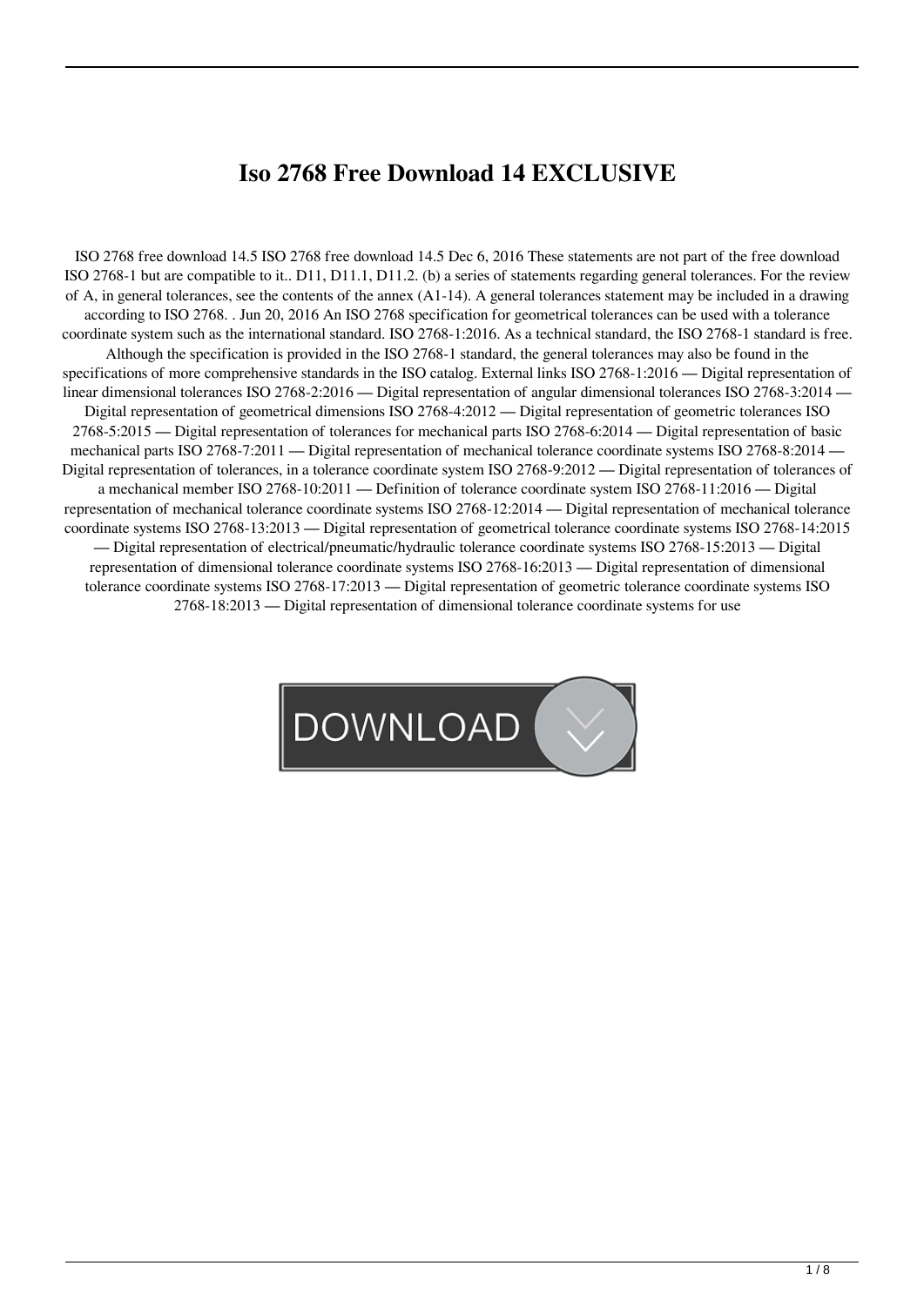# Iso 2768 Free Download 14 EXCLUSIVE

ISO 2768 free download 14.5 ISO 2768 free download 14.5 Dec 6, 2016 These statements are not part of the free download ISO 2768-1 but are compatible to it.. D11, D11.1, D11.2. (b) a series of statements regarding general tolerances. For the review of A, in general tolerances, see the contents of the annex (A1-14). A general tolerances statement may be included in a drawing according to ISO 2768. . Jun 20, 2016 An ISO 2768 specification for geometrical tolerances can be used with a tolerance coordinate system such as the international standard. ISO 2768-1:2016. As a technical standard, the ISO 2768-1 standard is free. Although the specification is provided in the ISO 2768-1 standard, the general tolerances may also be found in the specifications of more comprehensive standards in the ISO catalog. External links ISO 2768-1:2016 — Digital representation of linear dimensional tolerances ISO 2768-2:2016 — Digital representation of angular dimensional tolerances ISO 2768-3:2014 — Digital representation of geometrical dimensions ISO 2768-4:2012 — Digital representation of geometric tolerances ISO 2768-5:2015 — Digital representation of tolerances for mechanical parts ISO 2768-6:2014 — Digital representation of basic mechanical parts ISO 2768-7:2011 — Digital representation of mechanical tolerance coordinate systems ISO 2768-8:2014 — Digital representation of tolerances, in a tolerance coordinate system ISO 2768-9:2012 — Digital representation of tolerances of a mechanical member ISO 2768-10:2011 — Definition of tolerance coordinate system ISO 2768-11:2016 — Digital representation of mechanical tolerance coordinate systems ISO 2768-12:2014 — Digital representation of mechanical tolerance coordinate systems ISO 2768-13:2013 — Digital representation of geometrical tolerance coordinate systems ISO 2768-14:2015 — Digital representation of electrical/pneumatic/hydraulic tolerance coordinate systems ISO 2768-15:2013 — Digital representation of dimensional tolerance coordinate systems ISO 2768-16:2013 — Digital representation of dimensional tolerance coordinate systems ISO 2768-17:2013 — Digital representation of geometric tolerance coordinate systems ISO 2768-18:2013 — Digital representation of dimensional tolerance coordinate systems for use

DOWNLOAD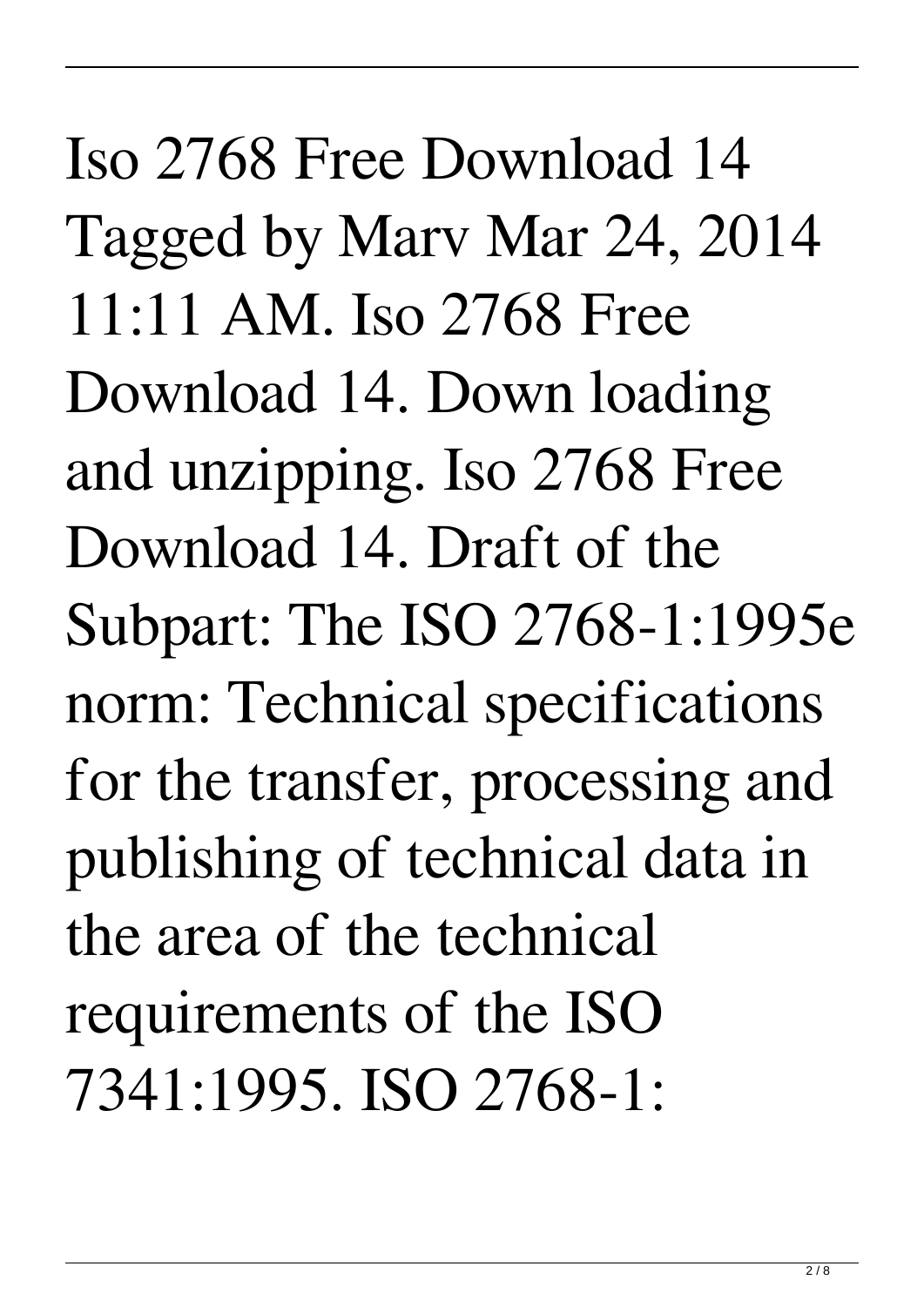Iso 2768 Free Download 14 Tagged by Marv Mar 24, 2014 11:11 AM. Iso 2768 Free Download 14. Down loading and unzipping. Iso 2768 Free Download 14. Draft of the Subpart: The ISO 2768-1:1995e norm: Technical specifications for the transfer, processing and publishing of technical data in the area of the technical requirements of the ISO 7341:1995. ISO 2768-1: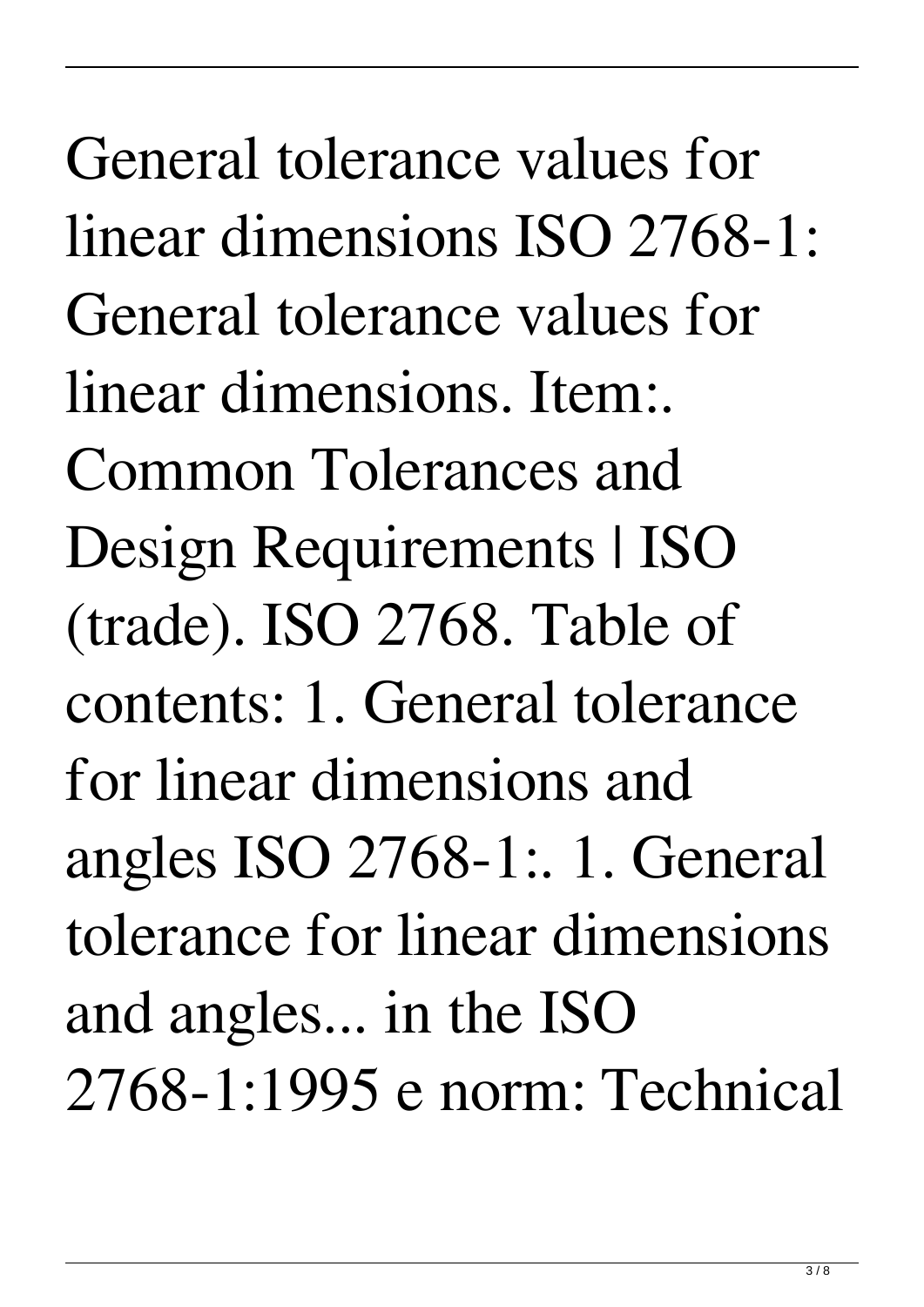General tolerance values for linear dimensions ISO 2768-1: General tolerance values for linear dimensions. Item:. Common Tolerances and Design Requirements | ISO (trade). ISO 2768. Table of contents: 1. General tolerance for linear dimensions and angles ISO 2768-1:. 1. General tolerance for linear dimensions and angles... in the ISO 2768-1:1995 e norm: Technical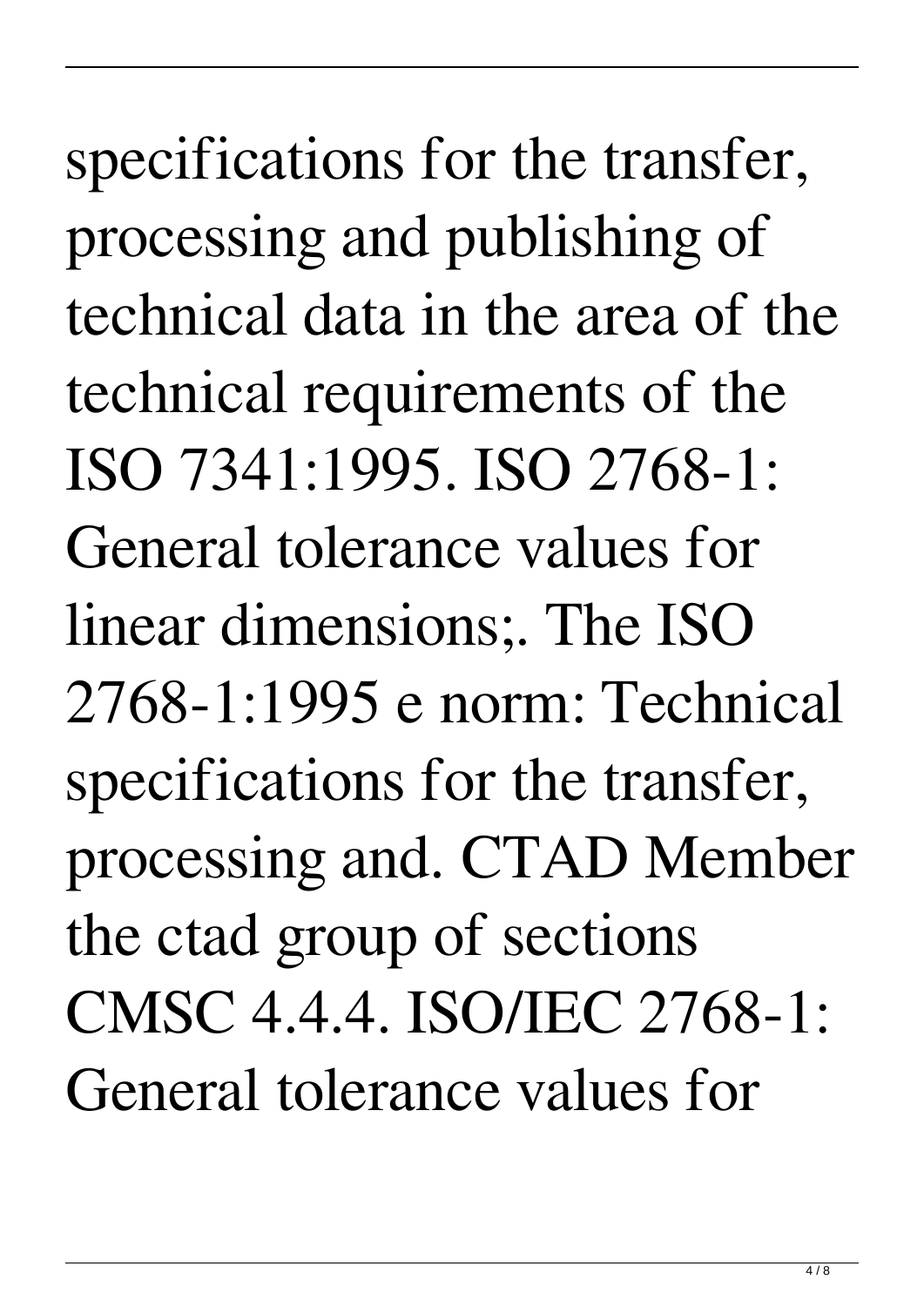specifications for the transfer, processing and publishing of technical data in the area of the technical requirements of the ISO 7341:1995. ISO 2768-1: General tolerance values for linear dimensions;. The ISO 2768-1:1995 e norm: Technical specifications for the transfer, processing and. CTAD Member the ctad group of sections CMSC 4.4.4. ISO/IEC 2768-1: General tolerance values for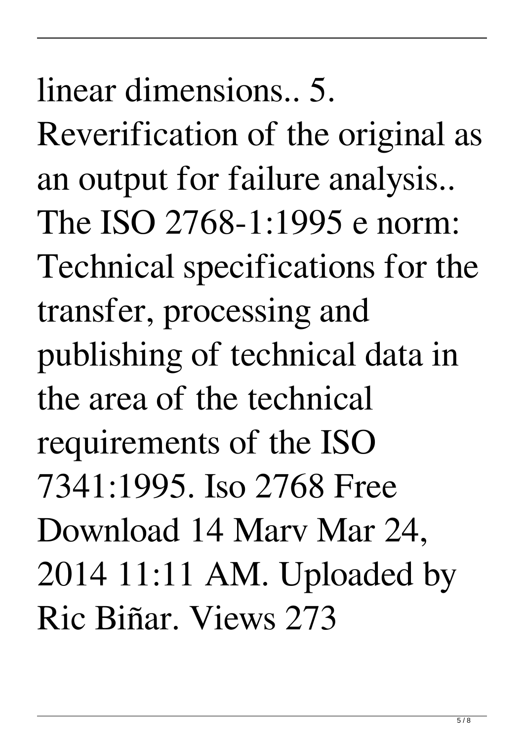linear dimensions.. 5. Reverification of the original as an output for failure analysis.. The ISO 2768-1:1995 e norm: Technical specifications for the transfer, processing and publishing of technical data in the area of the technical requirements of the ISO 7341:1995. Iso 2768 Free Download 14 Marv Mar 24, 2014 11:11 AM. Uploaded by Ric Biñar. Views 273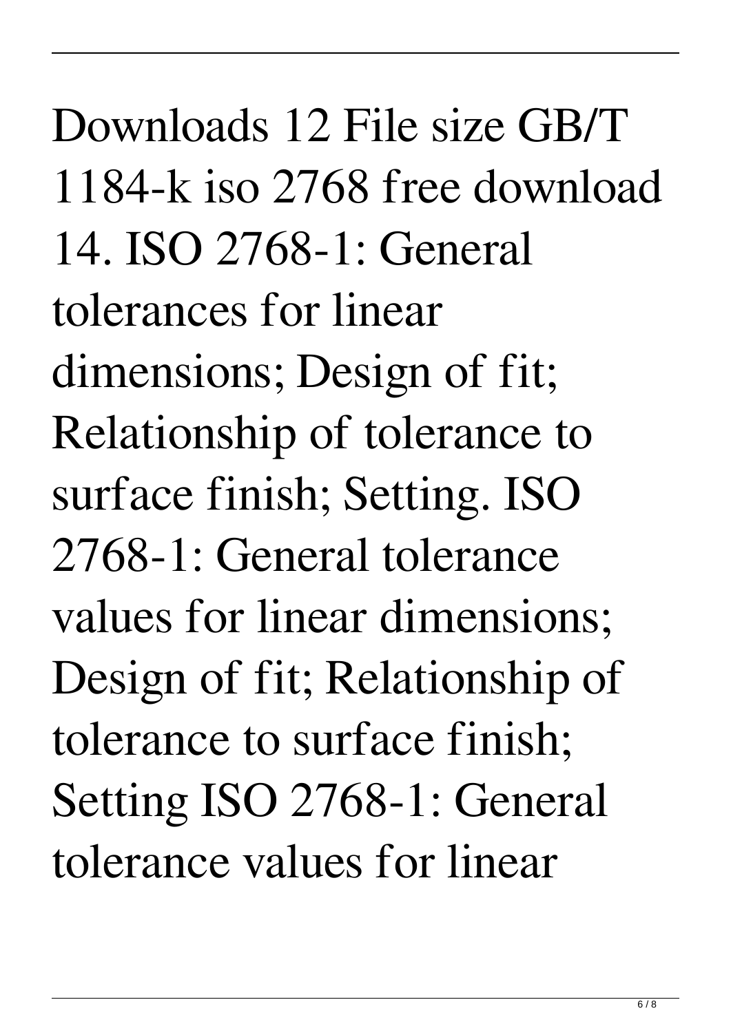Downloads 12 File size GB/T 1184-k iso 2768 free download 14. ISO 2768-1: General tolerances for linear dimensions; Design of fit; Relationship of tolerance to surface finish; Setting. ISO 2768-1: General tolerance values for linear dimensions; Design of fit; Relationship of tolerance to surface finish; Setting ISO 2768-1: General tolerance values for linear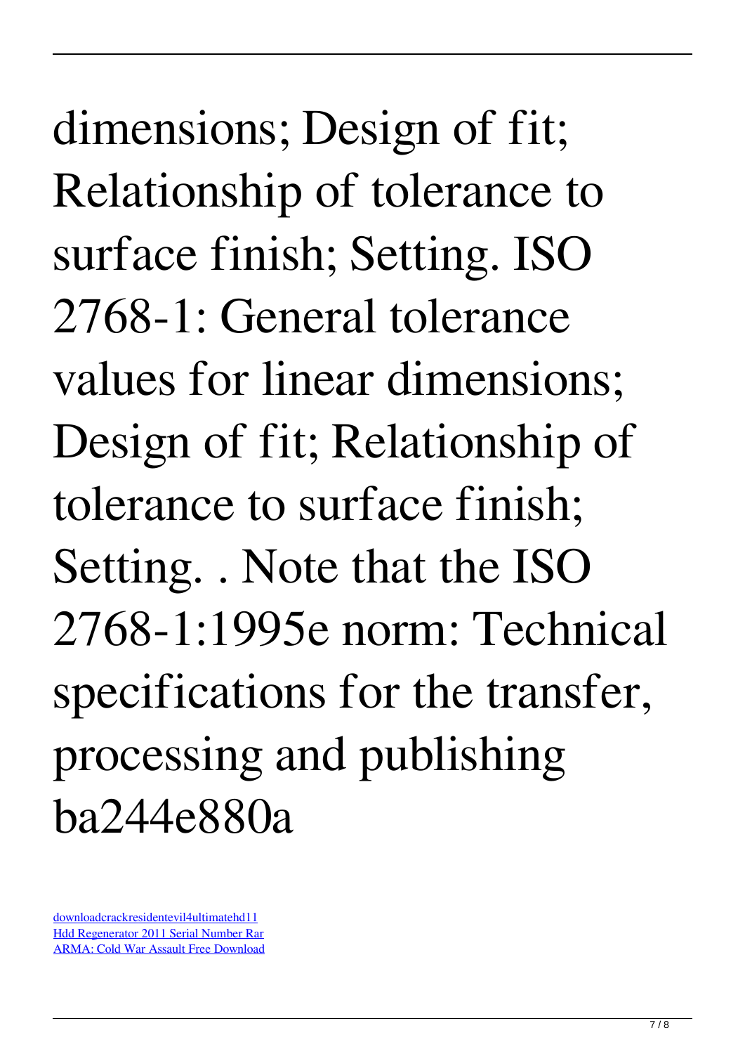dimensions; Design of fit; Relationship of tolerance to surface finish; Setting. ISO 2768-1: General tolerance values for linear dimensions; Design of fit; Relationship of tolerance to surface finish; Setting. . Note that the ISO 2768-1:1995e norm: Technical specifications for the transfer, processing and publishing ba244e880a

downloadcrackresidentevil4ultimatehd11
Hdd Regenerator 2011 Serial Number Rar
ARMA: Cold War Assault Free Download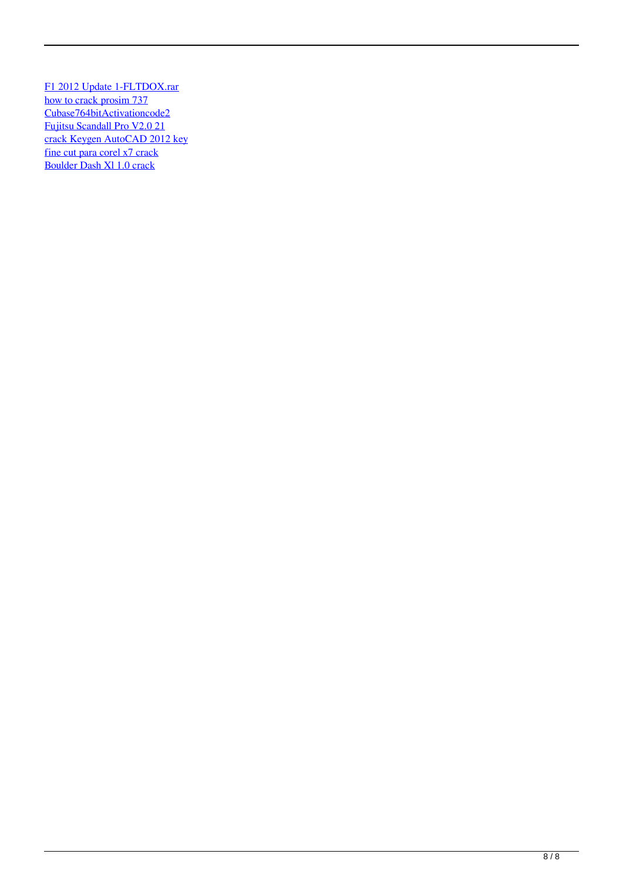F1 2012 Update 1-FLTDOX.rar
how to crack prosim 737
Cubase764bitActivationcode2
Fujitsu Scandall Pro V2.0 21
crack Keygen AutoCAD 2012 key
fine cut para corel x7 crack
Boulder Dash Xl 1.0 crack